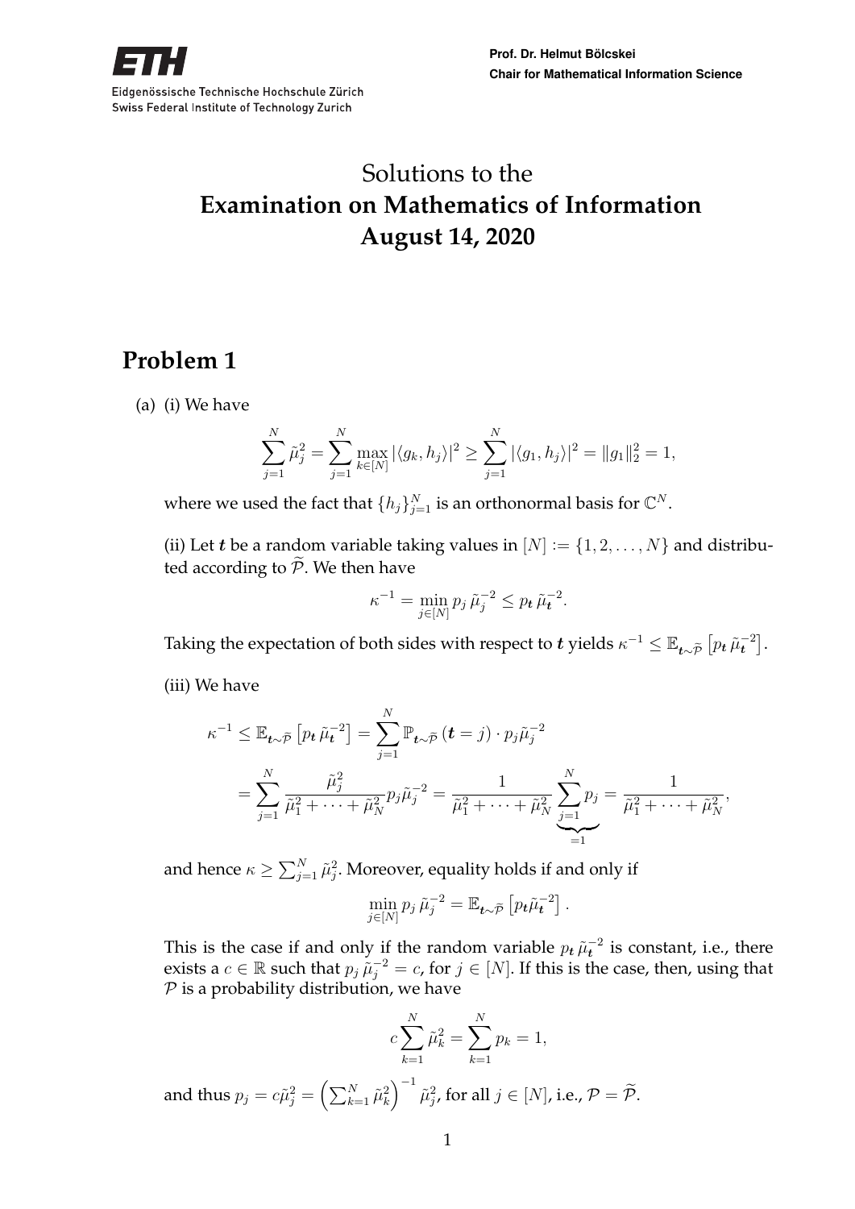Eidgenössische Technische Hochschule Zürich
Swiss Federal Institute of Technology Zurich

**Prof. Dr. Helmut Bölcskei**
**Chair for Mathematical Information Science**

# Solutions to the
# **Examination on Mathematics of Information**
# **August 14, 2020**

## Problem 1

(a) (i) We have

$$\sum_{j=1}^{N} \tilde{\mu}_j^2 = \sum_{j=1}^{N} \max_{k \in [N]} |\langle g_k, h_j \rangle|^2 \geq \sum_{j=1}^{N} |\langle g_1, h_j \rangle|^2 = \|g_1\|_2^2 = 1,$$

where we used the fact that $\{h_j\}_{j=1}^N$ is an orthonormal basis for $\mathbb{C}^N$.

(ii) Let $\boldsymbol{t}$ be a random variable taking values in $[N] := \{1, 2, \ldots, N\}$ and distributed according to $\widetilde{\mathcal{P}}$. We then have

$$\kappa^{-1} = \min_{j \in [N]} p_j \, \tilde{\mu}_j^{-2} \leq p_{\boldsymbol{t}} \, \tilde{\mu}_{\boldsymbol{t}}^{-2}.$$

Taking the expectation of both sides with respect to $\boldsymbol{t}$ yields $\kappa^{-1} \leq \mathbb{E}_{\boldsymbol{t} \sim \widetilde{\mathcal{P}}} \left[ p_{\boldsymbol{t}} \, \tilde{\mu}_{\boldsymbol{t}}^{-2} \right]$.

(iii) We have

$$\begin{aligned} \kappa^{-1} \leq \mathbb{E}_{\boldsymbol{t} \sim \widetilde{\mathcal{P}}} \left[ p_{\boldsymbol{t}} \, \tilde{\mu}_{\boldsymbol{t}}^{-2} \right] &= \sum_{j=1}^{N} \mathbb{P}_{\boldsymbol{t} \sim \widetilde{\mathcal{P}}} (\boldsymbol{t} = j) \cdot p_j \tilde{\mu}_j^{-2} \\ &= \sum_{j=1}^{N} \frac{\tilde{\mu}_j^2}{\tilde{\mu}_1^2 + \cdots + \tilde{\mu}_N^2} p_j \tilde{\mu}_j^{-2} = \frac{1}{\tilde{\mu}_1^2 + \cdots + \tilde{\mu}_N^2} \underbrace{\sum_{j=1}^{N} p_j}_{=1} = \frac{1}{\tilde{\mu}_1^2 + \cdots + \tilde{\mu}_N^2}, \end{aligned}$$

and hence $\kappa \geq \sum_{j=1}^{N} \tilde{\mu}_j^2$. Moreover, equality holds if and only if

$$\min_{j \in [N]} p_j \, \tilde{\mu}_j^{-2} = \mathbb{E}_{\boldsymbol{t} \sim \widetilde{\mathcal{P}}} \left[ p_{\boldsymbol{t}} \tilde{\mu}_{\boldsymbol{t}}^{-2} \right].$$

This is the case if and only if the random variable $p_{\boldsymbol{t}} \, \tilde{\mu}_{\boldsymbol{t}}^{-2}$ is constant, i.e., there exists a $c \in \mathbb{R}$ such that $p_j \, \tilde{\mu}_j^{-2} = c$, for $j \in [N]$. If this is the case, then, using that $\mathcal{P}$ is a probability distribution, we have

$$c \sum_{k=1}^{N} \tilde{\mu}_k^2 = \sum_{k=1}^{N} p_k = 1,$$

and thus $p_j = c\tilde{\mu}_j^2 = \left( \sum_{k=1}^{N} \tilde{\mu}_k^2 \right)^{-1} \tilde{\mu}_j^2$, for all $j \in [N]$, i.e., $\mathcal{P} = \widetilde{\mathcal{P}}$.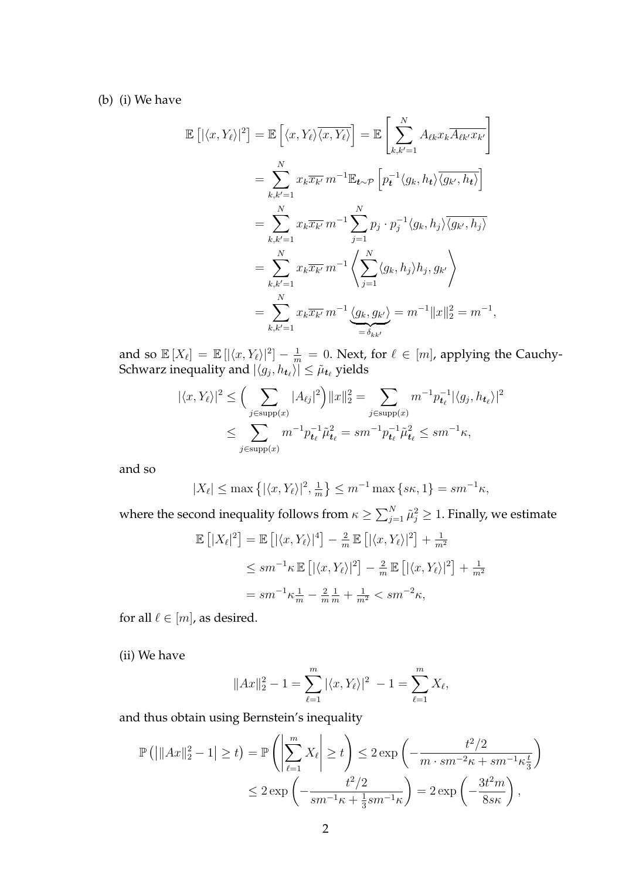(b) (i) We have

$$
\begin{aligned}
\mathbb{E}\left[|\langle x, Y_\ell\rangle|^2\right] &= \mathbb{E}\left[\langle x, Y_\ell\rangle\overline{\langle x, Y_\ell\rangle}\right] = \mathbb{E}\left[\sum_{k,k'=1}^{N} A_{\ell k} x_k \overline{A_{\ell k'} x_{k'}}\right] \\
&= \sum_{k,k'=1}^{N} x_k \overline{x_{k'}}\, m^{-1} \mathbb{E}_{\boldsymbol{t}\sim\mathcal{P}}\left[p_{\boldsymbol{t}}^{-1}\langle g_k, h_{\boldsymbol{t}}\rangle \overline{\langle g_{k'}, h_{\boldsymbol{t}}\rangle}\right] \\
&= \sum_{k,k'=1}^{N} x_k \overline{x_{k'}}\, m^{-1} \sum_{j=1}^{N} p_j \cdot p_j^{-1} \langle g_k, h_j\rangle \overline{\langle g_{k'}, h_j\rangle} \\
&= \sum_{k,k'=1}^{N} x_k \overline{x_{k'}}\, m^{-1} \left\langle \sum_{j=1}^{N} \langle g_k, h_j\rangle h_j, g_{k'} \right\rangle \\
&= \sum_{k,k'=1}^{N} x_k \overline{x_{k'}}\, m^{-1} \underbrace{\langle g_k, g_{k'}\rangle}_{=\delta_{kk'}} = m^{-1}\|x\|_2^2 = m^{-1},
\end{aligned}
$$

and so $\mathbb{E}[X_\ell] = \mathbb{E}[|\langle x, Y_\ell\rangle|^2] - \frac{1}{m} = 0$. Next, for $\ell \in [m]$, applying the Cauchy-Schwarz inequality and $|\langle g_j, h_{\boldsymbol{t}_\ell}\rangle| \leq \tilde{\mu}_{\boldsymbol{t}_\ell}$ yields

$$
\begin{aligned}
|\langle x, Y_\ell\rangle|^2 &\leq \Big(\sum_{j\in\operatorname{supp}(x)} |A_{\ell j}|^2\Big)\|x\|_2^2 = \sum_{j\in\operatorname{supp}(x)} m^{-1} p_{\boldsymbol{t}_\ell}^{-1} |\langle g_j, h_{\boldsymbol{t}_\ell}\rangle|^2 \\
&\leq \sum_{j\in\operatorname{supp}(x)} m^{-1} p_{\boldsymbol{t}_\ell}^{-1} \tilde{\mu}_{\boldsymbol{t}_\ell}^2 = s m^{-1} p_{\boldsymbol{t}_\ell}^{-1} \tilde{\mu}_{\boldsymbol{t}_\ell}^2 \leq s m^{-1}\kappa,
\end{aligned}
$$

and so

$$
|X_\ell| \leq \max\left\{|\langle x, Y_\ell\rangle|^2, \tfrac{1}{m}\right\} \leq m^{-1}\max\{s\kappa, 1\} = s m^{-1}\kappa,
$$

where the second inequality follows from $\kappa \geq \sum_{j=1}^{N} \tilde{\mu}_j^2 \geq 1$. Finally, we estimate

$$
\begin{aligned}
\mathbb{E}\left[|X_\ell|^2\right] &= \mathbb{E}\left[|\langle x, Y_\ell\rangle|^4\right] - \tfrac{2}{m}\mathbb{E}\left[|\langle x, Y_\ell\rangle|^2\right] + \tfrac{1}{m^2} \\
&\leq s m^{-1}\kappa\, \mathbb{E}\left[|\langle x, Y_\ell\rangle|^2\right] - \tfrac{2}{m}\mathbb{E}\left[|\langle x, Y_\ell\rangle|^2\right] + \tfrac{1}{m^2} \\
&= s m^{-1}\kappa \tfrac{1}{m} - \tfrac{2}{m}\tfrac{1}{m} + \tfrac{1}{m^2} < s m^{-2}\kappa,
\end{aligned}
$$

for all $\ell \in [m]$, as desired.

(ii) We have

$$
\|Ax\|_2^2 - 1 = \sum_{\ell=1}^{m} |\langle x, Y_\ell\rangle|^2 \; - 1 = \sum_{\ell=1}^{m} X_\ell,
$$

and thus obtain using Bernstein's inequality

$$
\begin{aligned}
\mathbb{P}\left(\left|\|Ax\|_2^2 - 1\right| \geq t\right) &= \mathbb{P}\left(\left|\sum_{\ell=1}^{m} X_\ell\right| \geq t\right) \leq 2\exp\left(-\frac{t^2/2}{m\cdot s m^{-2}\kappa + s m^{-1}\kappa\frac{t}{3}}\right) \\
&\leq 2\exp\left(-\frac{t^2/2}{s m^{-1}\kappa + \frac{1}{3} s m^{-1}\kappa}\right) = 2\exp\left(-\frac{3t^2 m}{8 s\kappa}\right),
\end{aligned}
$$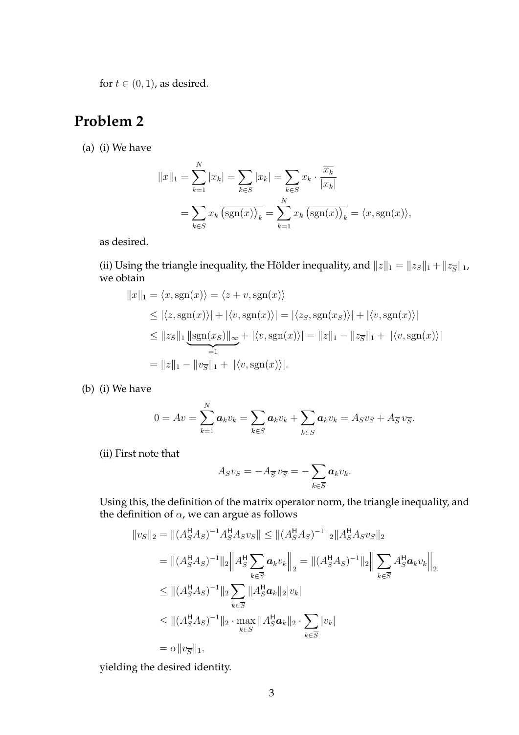for $t \in (0, 1)$, as desired.

## Problem 2

(a) (i) We have

$$\|x\|_1 = \sum_{k=1}^{N} |x_k| = \sum_{k \in S} |x_k| = \sum_{k \in S} x_k \cdot \frac{\overline{x_k}}{|x_k|}$$

$$= \sum_{k \in S} x_k \, \overline{\left(\operatorname{sgn}(x)\right)_k} = \sum_{k=1}^{N} x_k \, \overline{\left(\operatorname{sgn}(x)\right)_k} = \langle x, \operatorname{sgn}(x) \rangle,$$

as desired.

(ii) Using the triangle inequality, the Hölder inequality, and $\|z\|_1 = \|z_S\|_1 + \|z_{\overline{S}}\|_1$, we obtain

$$\begin{aligned}
\|x\|_1 &= \langle x, \operatorname{sgn}(x) \rangle = \langle z + v, \operatorname{sgn}(x) \rangle \\
&\leq |\langle z, \operatorname{sgn}(x) \rangle| + |\langle v, \operatorname{sgn}(x) \rangle| = |\langle z_S, \operatorname{sgn}(x_S) \rangle| + |\langle v, \operatorname{sgn}(x) \rangle| \\
&\leq \|z_S\|_1 \underbrace{\|\operatorname{sgn}(x_S)\|_\infty}_{=1} + |\langle v, \operatorname{sgn}(x) \rangle| = \|z\|_1 - \|z_{\overline{S}}\|_1 + \ |\langle v, \operatorname{sgn}(x) \rangle| \\
&= \|z\|_1 - \|v_{\overline{S}}\|_1 + \ |\langle v, \operatorname{sgn}(x) \rangle|.
\end{aligned}$$

(b) (i) We have

$$0 = Av = \sum_{k=1}^{N} \boldsymbol{a}_k v_k = \sum_{k \in S} \boldsymbol{a}_k v_k + \sum_{k \in \overline{S}} \boldsymbol{a}_k v_k = A_S v_S + A_{\overline{S}} \, v_{\overline{S}}.$$

(ii) First note that

$$A_S v_S = -A_{\overline{S}} \, v_{\overline{S}} = -\sum_{k \in \overline{S}} \boldsymbol{a}_k v_k.$$

Using this, the definition of the matrix operator norm, the triangle inequality, and the definition of $\alpha$, we can argue as follows

$$\begin{aligned}
\|v_S\|_2 &= \|(A_S^{\mathsf{H}} A_S)^{-1} A_S^{\mathsf{H}} A_S v_S\| \leq \|(A_S^{\mathsf{H}} A_S)^{-1}\|_2 \|A_S^{\mathsf{H}} A_S v_S\|_2 \\
&= \|(A_S^{\mathsf{H}} A_S)^{-1}\|_2 \Big\| A_S^{\mathsf{H}} \sum_{k \in \overline{S}} \boldsymbol{a}_k v_k \Big\|_2 = \|(A_S^{\mathsf{H}} A_S)^{-1}\|_2 \Big\| \sum_{k \in \overline{S}} A_S^{\mathsf{H}} \boldsymbol{a}_k v_k \Big\|_2 \\
&\leq \|(A_S^{\mathsf{H}} A_S)^{-1}\|_2 \sum_{k \in \overline{S}} \|A_S^{\mathsf{H}} \boldsymbol{a}_k\|_2 |v_k| \\
&\leq \|(A_S^{\mathsf{H}} A_S)^{-1}\|_2 \cdot \max_{k \in \overline{S}} \|A_S^{\mathsf{H}} \boldsymbol{a}_k\|_2 \cdot \sum_{k \in \overline{S}} |v_k| \\
&= \alpha \|v_{\overline{S}}\|_1,
\end{aligned}$$

yielding the desired identity.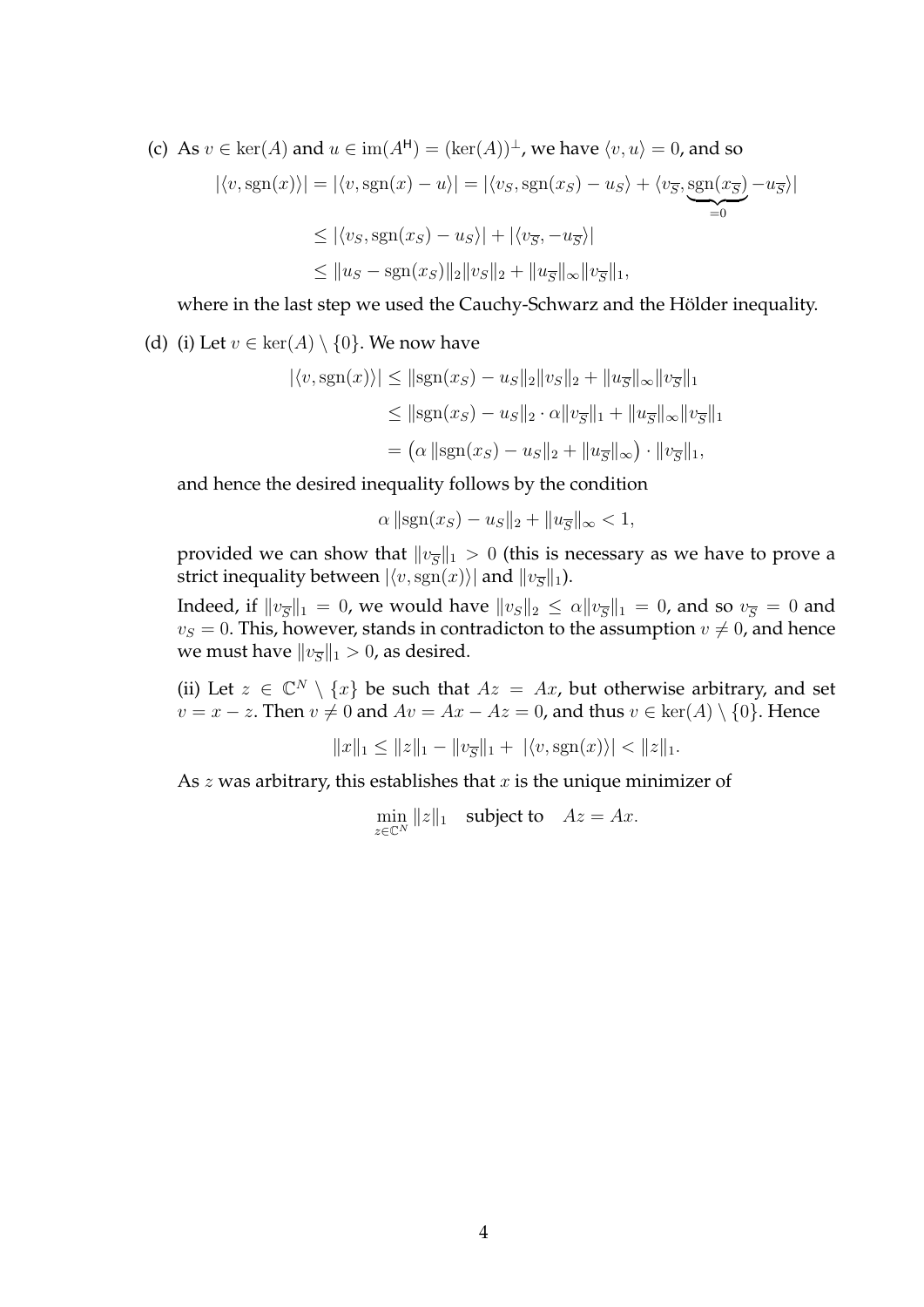(c) As $v \in \ker(A)$ and $u \in \operatorname{im}(A^{\mathsf{H}}) = (\ker(A))^{\perp}$, we have $\langle v, u \rangle = 0$, and so

$$|\langle v, \operatorname{sgn}(x) \rangle| = |\langle v, \operatorname{sgn}(x) - u \rangle| = |\langle v_S, \operatorname{sgn}(x_S) - u_S \rangle + \langle v_{\overline{S}}, \underbrace{\operatorname{sgn}(x_{\overline{S}})}_{=0} - u_{\overline{S}} \rangle|$$

$$\leq |\langle v_S, \operatorname{sgn}(x_S) - u_S \rangle| + |\langle v_{\overline{S}}, -u_{\overline{S}} \rangle|$$

$$\leq \|u_S - \operatorname{sgn}(x_S)\|_2 \|v_S\|_2 + \|u_{\overline{S}}\|_\infty \|v_{\overline{S}}\|_1,$$

where in the last step we used the Cauchy-Schwarz and the Hölder inequality.

(d) (i) Let $v \in \ker(A) \setminus \{0\}$. We now have

$$|\langle v, \operatorname{sgn}(x) \rangle| \leq \|\operatorname{sgn}(x_S) - u_S\|_2 \|v_S\|_2 + \|u_{\overline{S}}\|_\infty \|v_{\overline{S}}\|_1$$

$$\leq \|\operatorname{sgn}(x_S) - u_S\|_2 \cdot \alpha \|v_{\overline{S}}\|_1 + \|u_{\overline{S}}\|_\infty \|v_{\overline{S}}\|_1$$

$$= \left(\alpha \,\|\operatorname{sgn}(x_S) - u_S\|_2 + \|u_{\overline{S}}\|_\infty\right) \cdot \|v_{\overline{S}}\|_1,$$

and hence the desired inequality follows by the condition

$$\alpha \,\|\operatorname{sgn}(x_S) - u_S\|_2 + \|u_{\overline{S}}\|_\infty < 1,$$

provided we can show that $\|v_{\overline{S}}\|_1 > 0$ (this is necessary as we have to prove a strict inequality between $|\langle v, \operatorname{sgn}(x) \rangle|$ and $\|v_{\overline{S}}\|_1$).

Indeed, if $\|v_{\overline{S}}\|_1 = 0$, we would have $\|v_S\|_2 \leq \alpha \|v_{\overline{S}}\|_1 = 0$, and so $v_{\overline{S}} = 0$ and $v_S = 0$. This, however, stands in contradicton to the assumption $v \neq 0$, and hence we must have $\|v_{\overline{S}}\|_1 > 0$, as desired.

(ii) Let $z \in \mathbb{C}^N \setminus \{x\}$ be such that $Az = Ax$, but otherwise arbitrary, and set $v = x - z$. Then $v \neq 0$ and $Av = Ax - Az = 0$, and thus $v \in \ker(A) \setminus \{0\}$. Hence

$$\|x\|_1 \leq \|z\|_1 - \|v_{\overline{S}}\|_1 + \,|\langle v, \operatorname{sgn}(x) \rangle| < \|z\|_1.$$

As $z$ was arbitrary, this establishes that $x$ is the unique minimizer of

$$\min_{z \in \mathbb{C}^N} \|z\|_1 \quad \text{subject to} \quad Az = Ax.$$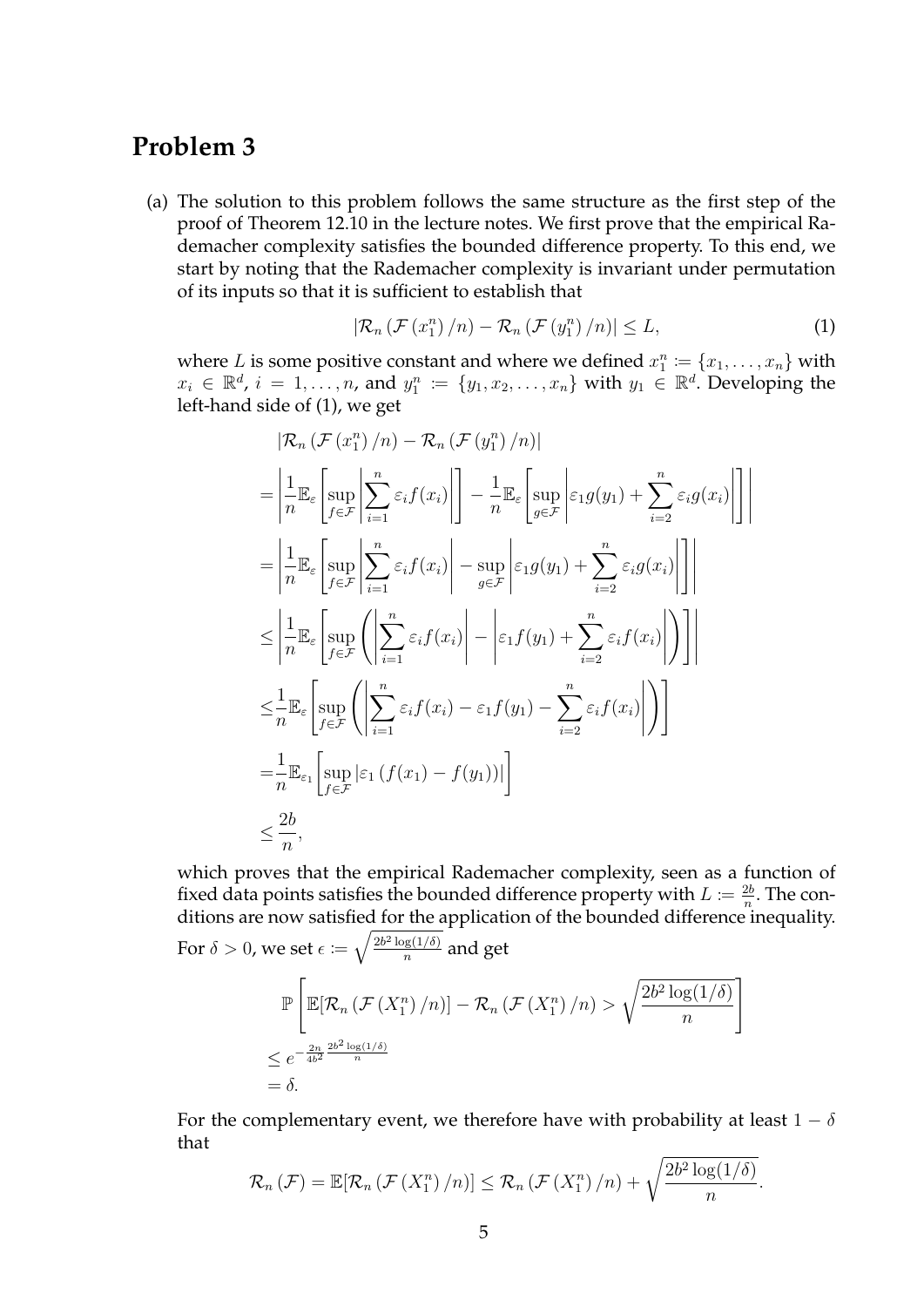## Problem 3

(a) The solution to this problem follows the same structure as the first step of the proof of Theorem 12.10 in the lecture notes. We first prove that the empirical Rademacher complexity satisfies the bounded difference property. To this end, we start by noting that the Rademacher complexity is invariant under permutation of its inputs so that it is sufficient to establish that

$$|\mathcal{R}_n(\mathcal{F}(x_1^n)/n) - \mathcal{R}_n(\mathcal{F}(y_1^n)/n)| \leq L, \tag{1}$$

where $L$ is some positive constant and where we defined $x_1^n := \{x_1, \dots, x_n\}$ with $x_i \in \mathbb{R}^d$, $i = 1, \dots, n$, and $y_1^n := \{y_1, x_2, \dots, x_n\}$ with $y_1 \in \mathbb{R}^d$. Developing the left-hand side of (1), we get

$$\begin{aligned}
&|\mathcal{R}_n(\mathcal{F}(x_1^n)/n) - \mathcal{R}_n(\mathcal{F}(y_1^n)/n)| \\
=& \left| \frac{1}{n}\mathbb{E}_\varepsilon\left[\sup_{f\in\mathcal{F}}\left|\sum_{i=1}^n \varepsilon_i f(x_i)\right|\right] - \frac{1}{n}\mathbb{E}_\varepsilon\left[\sup_{g\in\mathcal{F}}\left|\varepsilon_1 g(y_1) + \sum_{i=2}^n \varepsilon_i g(x_i)\right|\right]\right| \\
=& \left| \frac{1}{n}\mathbb{E}_\varepsilon\left[\sup_{f\in\mathcal{F}}\left|\sum_{i=1}^n \varepsilon_i f(x_i)\right| - \sup_{g\in\mathcal{F}}\left|\varepsilon_1 g(y_1) + \sum_{i=2}^n \varepsilon_i g(x_i)\right|\right]\right| \\
\leq& \left| \frac{1}{n}\mathbb{E}_\varepsilon\left[\sup_{f\in\mathcal{F}}\left(\left|\sum_{i=1}^n \varepsilon_i f(x_i)\right| - \left|\varepsilon_1 f(y_1) + \sum_{i=2}^n \varepsilon_i f(x_i)\right|\right)\right]\right| \\
\leq& \frac{1}{n}\mathbb{E}_\varepsilon\left[\sup_{f\in\mathcal{F}}\left(\left|\sum_{i=1}^n \varepsilon_i f(x_i) - \varepsilon_1 f(y_1) - \sum_{i=2}^n \varepsilon_i f(x_i)\right|\right)\right] \\
=& \frac{1}{n}\mathbb{E}_{\varepsilon_1}\left[\sup_{f\in\mathcal{F}}|\varepsilon_1(f(x_1) - f(y_1))|\right] \\
\leq& \frac{2b}{n},
\end{aligned}$$

which proves that the empirical Rademacher complexity, seen as a function of fixed data points satisfies the bounded difference property with $L := \frac{2b}{n}$. The conditions are now satisfied for the application of the bounded difference inequality. For $\delta > 0$, we set $\epsilon := \sqrt{\frac{2b^2 \log(1/\delta)}{n}}$ and get

$$\begin{aligned}
&\mathbb{P}\left[\mathbb{E}[\mathcal{R}_n(\mathcal{F}(X_1^n)/n)] - \mathcal{R}_n(\mathcal{F}(X_1^n)/n) > \sqrt{\frac{2b^2\log(1/\delta)}{n}}\right] \\
\leq& e^{-\frac{2n}{4b^2}\frac{2b^2\log(1/\delta)}{n}} \\
=& \delta.
\end{aligned}$$

For the complementary event, we therefore have with probability at least $1 - \delta$ that

$$\mathcal{R}_n(\mathcal{F}) = \mathbb{E}[\mathcal{R}_n(\mathcal{F}(X_1^n)/n)] \leq \mathcal{R}_n(\mathcal{F}(X_1^n)/n) + \sqrt{\frac{2b^2\log(1/\delta)}{n}}.$$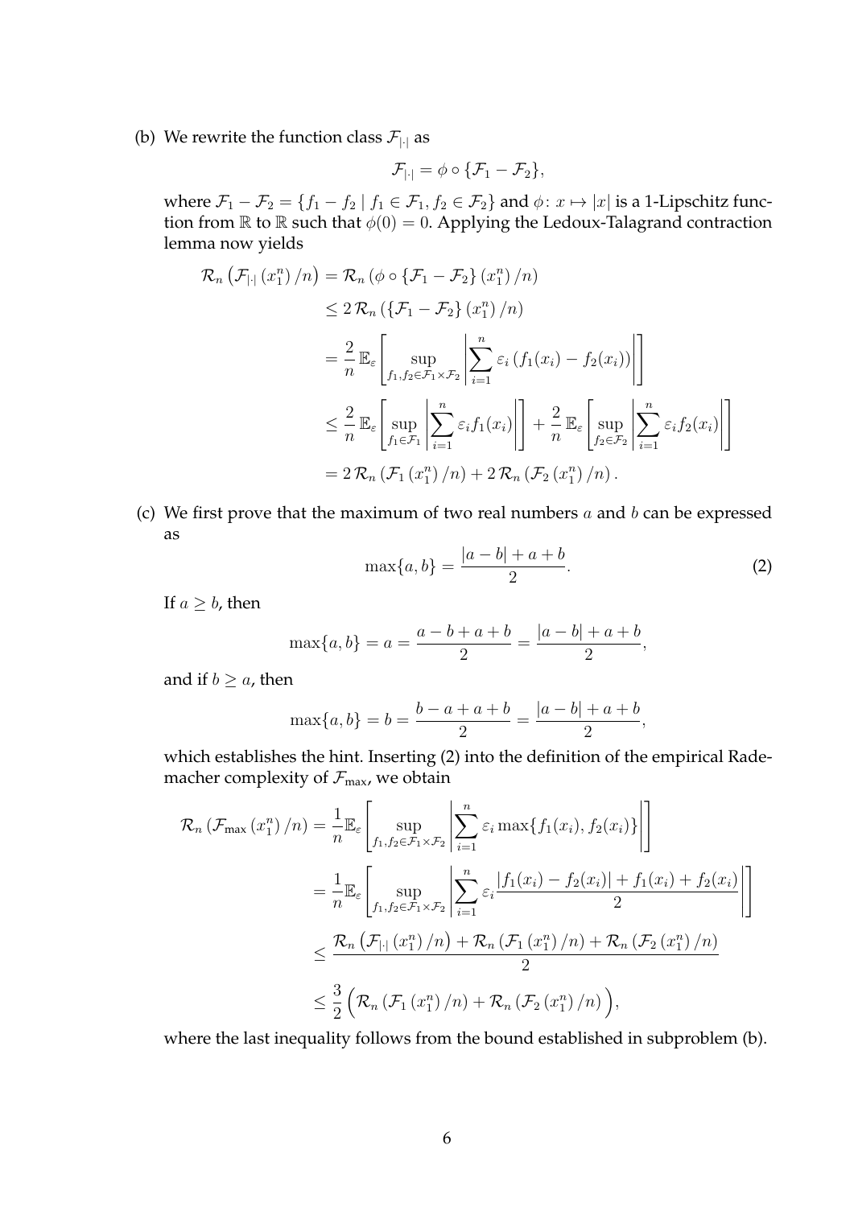(b) We rewrite the function class $\mathcal{F}_{|\cdot|}$ as

$$\mathcal{F}_{|\cdot|} = \phi \circ \{\mathcal{F}_1 - \mathcal{F}_2\},$$

where $\mathcal{F}_1 - \mathcal{F}_2 = \{f_1 - f_2 \mid f_1 \in \mathcal{F}_1, f_2 \in \mathcal{F}_2\}$ and $\phi \colon x \mapsto |x|$ is a 1-Lipschitz function from $\mathbb{R}$ to $\mathbb{R}$ such that $\phi(0) = 0$. Applying the Ledoux-Talagrand contraction lemma now yields

$$\begin{aligned}
\mathcal{R}_n\left(\mathcal{F}_{|\cdot|}\left(x_1^n\right)/n\right) &= \mathcal{R}_n\left(\phi \circ \{\mathcal{F}_1 - \mathcal{F}_2\}\left(x_1^n\right)/n\right) \\
&\leq 2\,\mathcal{R}_n\left(\{\mathcal{F}_1 - \mathcal{F}_2\}\left(x_1^n\right)/n\right) \\
&= \frac{2}{n}\,\mathbb{E}_\varepsilon\left[\sup_{f_1, f_2 \in \mathcal{F}_1 \times \mathcal{F}_2}\left|\sum_{i=1}^n \varepsilon_i\left(f_1(x_i) - f_2(x_i)\right)\right|\right] \\
&\leq \frac{2}{n}\,\mathbb{E}_\varepsilon\left[\sup_{f_1 \in \mathcal{F}_1}\left|\sum_{i=1}^n \varepsilon_i f_1(x_i)\right|\right] + \frac{2}{n}\,\mathbb{E}_\varepsilon\left[\sup_{f_2 \in \mathcal{F}_2}\left|\sum_{i=1}^n \varepsilon_i f_2(x_i)\right|\right] \\
&= 2\,\mathcal{R}_n\left(\mathcal{F}_1\left(x_1^n\right)/n\right) + 2\,\mathcal{R}_n\left(\mathcal{F}_2\left(x_1^n\right)/n\right).
\end{aligned}$$

(c) We first prove that the maximum of two real numbers $a$ and $b$ can be expressed as

$$\max\{a, b\} = \frac{|a - b| + a + b}{2}. \tag{2}$$

If $a \geq b$, then

$$\max\{a, b\} = a = \frac{a - b + a + b}{2} = \frac{|a - b| + a + b}{2},$$

and if $b \geq a$, then

$$\max\{a, b\} = b = \frac{b - a + a + b}{2} = \frac{|a - b| + a + b}{2},$$

which establishes the hint. Inserting (2) into the definition of the empirical Rademacher complexity of $\mathcal{F}_{\max}$, we obtain

$$\begin{aligned}
\mathcal{R}_n\left(\mathcal{F}_{\max}\left(x_1^n\right)/n\right) &= \frac{1}{n}\mathbb{E}_\varepsilon\left[\sup_{f_1, f_2 \in \mathcal{F}_1 \times \mathcal{F}_2}\left|\sum_{i=1}^n \varepsilon_i \max\{f_1(x_i), f_2(x_i)\}\right|\right] \\
&= \frac{1}{n}\mathbb{E}_\varepsilon\left[\sup_{f_1, f_2 \in \mathcal{F}_1 \times \mathcal{F}_2}\left|\sum_{i=1}^n \varepsilon_i \frac{|f_1(x_i) - f_2(x_i)| + f_1(x_i) + f_2(x_i)}{2}\right|\right] \\
&\leq \frac{\mathcal{R}_n\left(\mathcal{F}_{|\cdot|}\left(x_1^n\right)/n\right) + \mathcal{R}_n\left(\mathcal{F}_1\left(x_1^n\right)/n\right) + \mathcal{R}_n\left(\mathcal{F}_2\left(x_1^n\right)/n\right)}{2} \\
&\leq \frac{3}{2}\Big(\mathcal{R}_n\left(\mathcal{F}_1\left(x_1^n\right)/n\right) + \mathcal{R}_n\left(\mathcal{F}_2\left(x_1^n\right)/n\right)\Big),
\end{aligned}$$

where the last inequality follows from the bound established in subproblem (b).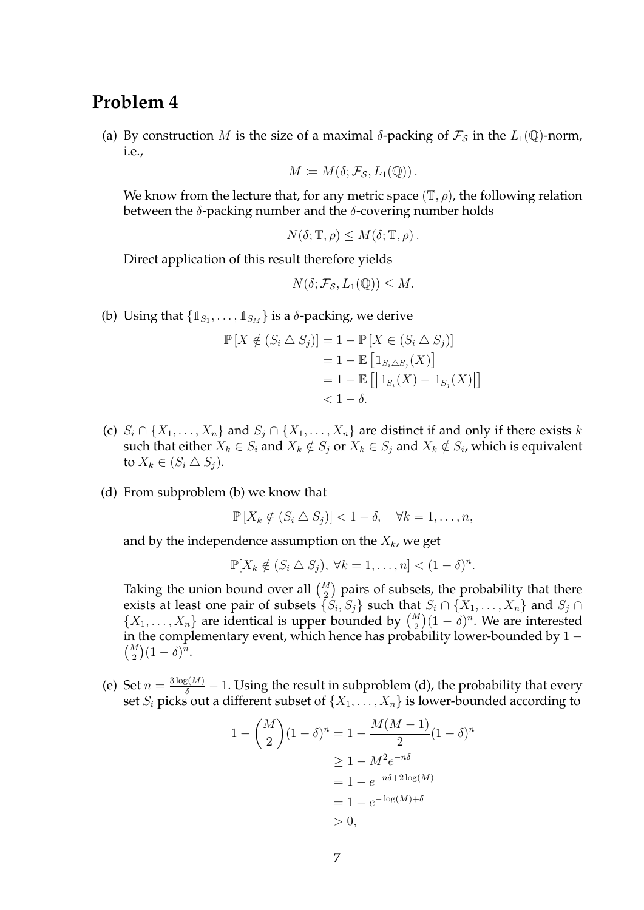## Problem 4

(a) By construction $M$ is the size of a maximal $\delta$-packing of $\mathcal{F}_\mathcal{S}$ in the $L_1(\mathbb{Q})$-norm, i.e.,

$$M := M(\delta; \mathcal{F}_\mathcal{S}, L_1(\mathbb{Q}))\,.$$

We know from the lecture that, for any metric space $(\mathbb{T}, \rho)$, the following relation between the $\delta$-packing number and the $\delta$-covering number holds

$$N(\delta; \mathbb{T}, \rho) \le M(\delta; \mathbb{T}, \rho)\,.$$

Direct application of this result therefore yields

$$N(\delta; \mathcal{F}_\mathcal{S}, L_1(\mathbb{Q})) \le M.$$

(b) Using that $\{\mathbb{1}_{S_1}, \dots, \mathbb{1}_{S_M}\}$ is a $\delta$-packing, we derive

$$\begin{aligned}
\mathbb{P}\left[X \notin (S_i \triangle S_j)\right] &= 1 - \mathbb{P}\left[X \in (S_i \triangle S_j)\right] \\
&= 1 - \mathbb{E}\left[\mathbb{1}_{S_i \triangle S_j}(X)\right] \\
&= 1 - \mathbb{E}\left[\left|\mathbb{1}_{S_i}(X) - \mathbb{1}_{S_j}(X)\right|\right] \\
&< 1 - \delta.
\end{aligned}$$

(c) $S_i \cap \{X_1, \dots, X_n\}$ and $S_j \cap \{X_1, \dots, X_n\}$ are distinct if and only if there exists $k$ such that either $X_k \in S_i$ and $X_k \notin S_j$ or $X_k \in S_j$ and $X_k \notin S_i$, which is equivalent to $X_k \in (S_i \triangle S_j)$.

(d) From subproblem (b) we know that

$$\mathbb{P}\left[X_k \notin (S_i \triangle S_j)\right] < 1 - \delta, \quad \forall k = 1, \dots, n,$$

and by the independence assumption on the $X_k$, we get

$$\mathbb{P}[X_k \notin (S_i \triangle S_j),\ \forall k = 1, \dots, n] < (1-\delta)^n.$$

Taking the union bound over all $\binom{M}{2}$ pairs of subsets, the probability that there exists at least one pair of subsets $\{S_i, S_j\}$ such that $S_i \cap \{X_1, \dots, X_n\}$ and $S_j \cap \{X_1, \dots, X_n\}$ are identical is upper bounded by $\binom{M}{2}(1-\delta)^n$. We are interested in the complementary event, which hence has probability lower-bounded by $1 - \binom{M}{2}(1-\delta)^n$.

(e) Set $n = \frac{3\log(M)}{\delta} - 1$. Using the result in subproblem (d), the probability that every set $S_i$ picks out a different subset of $\{X_1, \dots, X_n\}$ is lower-bounded according to

$$\begin{aligned}
1 - \binom{M}{2}(1-\delta)^n &= 1 - \frac{M(M-1)}{2}(1-\delta)^n \\
&\ge 1 - M^2 e^{-n\delta} \\
&= 1 - e^{-n\delta + 2\log(M)} \\
&= 1 - e^{-\log(M) + \delta} \\
&> 0,
\end{aligned}$$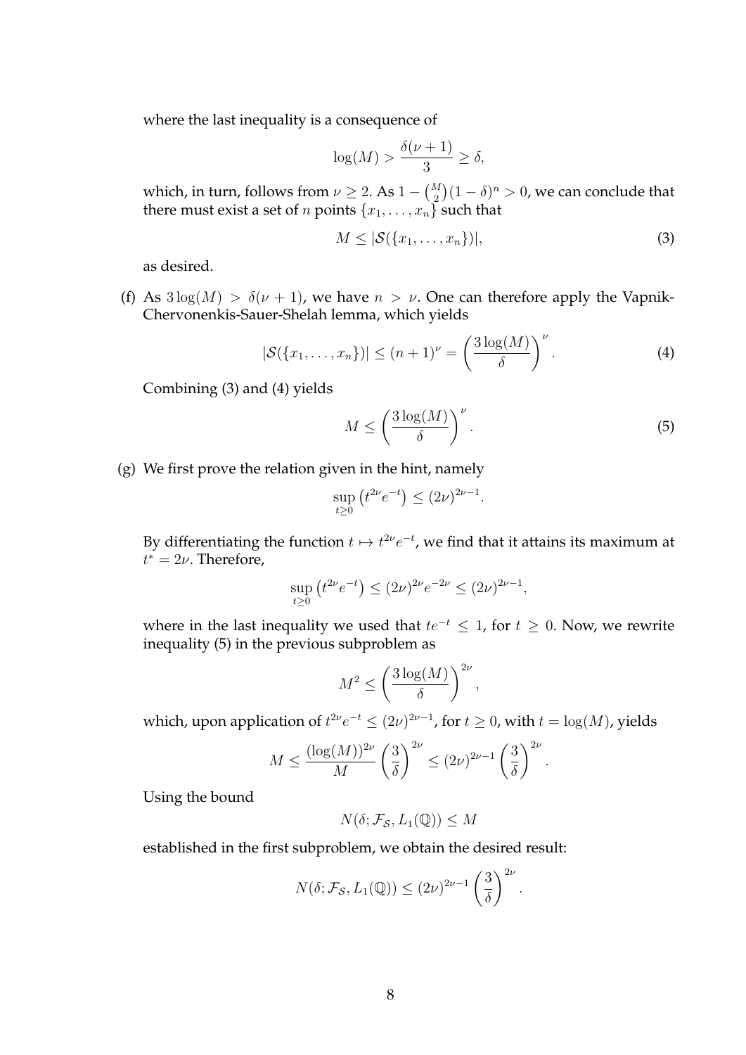where the last inequality is a consequence of

$$\log(M) > \frac{\delta(\nu+1)}{3} \geq \delta,$$

which, in turn, follows from $\nu \geq 2$. As $1 - \binom{M}{2}(1-\delta)^n > 0$, we can conclude that there must exist a set of $n$ points $\{x_1, \ldots, x_n\}$ such that

$$M \leq |\mathcal{S}(\{x_1, \ldots, x_n\})|, \tag{3}$$

as desired.

(f) As $3\log(M) > \delta(\nu+1)$, we have $n > \nu$. One can therefore apply the Vapnik-Chervonenkis-Sauer-Shelah lemma, which yields

$$|\mathcal{S}(\{x_1, \ldots, x_n\})| \leq (n+1)^\nu = \left(\frac{3\log(M)}{\delta}\right)^\nu. \tag{4}$$

Combining (3) and (4) yields

$$M \leq \left(\frac{3\log(M)}{\delta}\right)^\nu. \tag{5}$$

(g) We first prove the relation given in the hint, namely

$$\sup_{t\geq 0}\left(t^{2\nu}e^{-t}\right) \leq (2\nu)^{2\nu-1}.$$

By differentiating the function $t \mapsto t^{2\nu}e^{-t}$, we find that it attains its maximum at $t^* = 2\nu$. Therefore,

$$\sup_{t\geq 0}\left(t^{2\nu}e^{-t}\right) \leq (2\nu)^{2\nu}e^{-2\nu} \leq (2\nu)^{2\nu-1},$$

where in the last inequality we used that $te^{-t} \leq 1$, for $t \geq 0$. Now, we rewrite inequality (5) in the previous subproblem as

$$M^2 \leq \left(\frac{3\log(M)}{\delta}\right)^{2\nu},$$

which, upon application of $t^{2\nu}e^{-t} \leq (2\nu)^{2\nu-1}$, for $t \geq 0$, with $t = \log(M)$, yields

$$M \leq \frac{(\log(M))^{2\nu}}{M}\left(\frac{3}{\delta}\right)^{2\nu} \leq (2\nu)^{2\nu-1}\left(\frac{3}{\delta}\right)^{2\nu}.$$

Using the bound

$$N(\delta; \mathcal{F}_\mathcal{S}, L_1(\mathbb{Q})) \leq M$$

established in the first subproblem, we obtain the desired result:

$$N(\delta; \mathcal{F}_\mathcal{S}, L_1(\mathbb{Q})) \leq (2\nu)^{2\nu-1}\left(\frac{3}{\delta}\right)^{2\nu}.$$